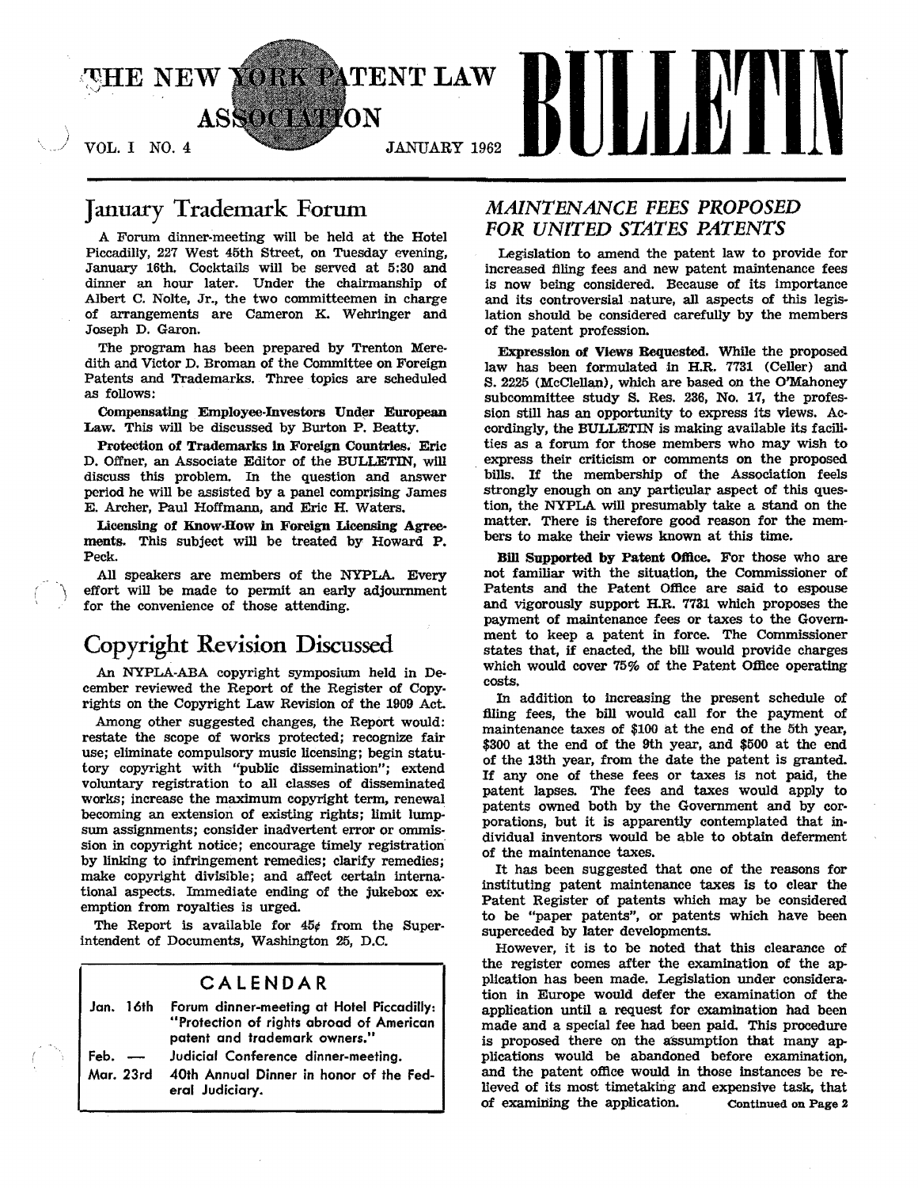# THE NEW YORK PATENT LAW ASSOCIATION BULLETIN

VOL. I NO. 4 JANUARY 1962

## January Trademark Forum

A Forum dinner-meeting will be held at the Hotel Piccadilly, 227 West 45th Street, on Tuesday evening, January 16th. Cocktails will be served at 5:30 and dinner an hour later. Under the chairmanship of Albert C. Nolte, Jr., the two committeemen in charge of arrangements are Cameron K. Wehringer and Joseph D. Garon.

The program has been prepared by Trenton Meredith and Victor D. Broman of the Committee on Foreign Patents and Trademarks. Three topics are scheduled as follows:

**Compensating Employee-Investors Under European Law.** This will be discussed by Burton P. Beatty.

**Protection of Trademarks in Foreign Countries.** Eric D. Offner, an Associate Editor of the BULLETIN, will discuss this problem. In the question and answer period he will be assisted by a panel comprising James E. Archer, Paul Hoffmann, and Eric H. Waters.

**Licensing of Know-How in Foreign Licensing Agreements.** This subject will be treated by Howard P. Peck.

All speakers are members of the NYPLA. Every effort will be made to permit an early adjournment for the convenience of those attending.

## Copyright Revision Discussed

An NYPLA-ABA copyright symposium held in December reviewed the Report of the Register of Copyrights on the Copyright Law Revision of the 1909 Act.

Among other suggested changes, the Report would: restate the scope of works protected; recognize fair use; eliminate compulsory music licensing; begin statutory copyright with "public dissemination"; extend voluntary registration to all classes of disseminated works; increase the maximum copyright term, renewal becoming an extension of existing rights; limit lump-sum assignments; consider inadvertent error or ommission in copyright notice; encourage timely registration by linking to infringement remedies; clarify remedies; make copyright divisible; and affect certain international aspects. Immediate ending of the jukebox exemption from royalties is urged.

The Report is available for 45¢ from the Superintendent of Documents, Washington 25, D.C.

### CALENDAR

| | |
|---|---|
| Jan. 16th | Forum dinner-meeting at Hotel Piccadilly: "Protection of rights abroad of American patent and trademark owners." |
| Feb. — | Judicial Conference dinner-meeting. |
| Mar. 23rd | 40th Annual Dinner in honor of the Federal Judiciary. |

## *MAINTENANCE FEES PROPOSED FOR UNITED STATES PATENTS*

Legislation to amend the patent law to provide for increased filing fees and new patent maintenance fees is now being considered. Because of its importance and its controversial nature, all aspects of this legislation should be considered carefully by the members of the patent profession.

**Expression of Views Requested.** While the proposed law has been formulated in H.R. 7731 (Celler) and S. 2225 (McClellan), which are based on the O'Mahoney subcommittee study S. Res. 236, No. 17, the profession still has an opportunity to express its views. Accordingly, the BULLETIN is making available its facilities as a forum for those members who may wish to express their criticism or comments on the proposed bills. If the membership of the Association feels strongly enough on any particular aspect of this question, the NYPLA will presumably take a stand on the matter. There is therefore good reason for the members to make their views known at this time.

**Bill Supported by Patent Office.** For those who are not familiar with the situation, the Commissioner of Patents and the Patent Office are said to espouse and vigorously support H.R. 7731 which proposes the payment of maintenance fees or taxes to the Government to keep a patent in force. The Commissioner states that, if enacted, the bill would provide charges which would cover 75% of the Patent Office operating costs.

In addition to increasing the present schedule of filing fees, the bill would call for the payment of maintenance taxes of $100 at the end of the 5th year, $300 at the end of the 9th year, and $500 at the end of the 13th year, from the date the patent is granted. If any one of these fees or taxes is not paid, the patent lapses. The fees and taxes would apply to patents owned both by the Government and by corporations, but it is apparently contemplated that individual inventors would be able to obtain deferment of the maintenance taxes.

It has been suggested that one of the reasons for instituting patent maintenance taxes is to clear the Patent Register of patents which may be considered to be "paper patents", or patents which have been superceded by later developments.

However, it is to be noted that this clearance of the register comes after the examination of the application has been made. Legislation under consideration in Europe would defer the examination of the application until a request for examination had been made and a special fee had been paid. This procedure is proposed there on the assumption that many applications would be abandoned before examination, and the patent office would in those instances be relieved of its most timetaking and expensive task, that of examining the application. Continued on Page 2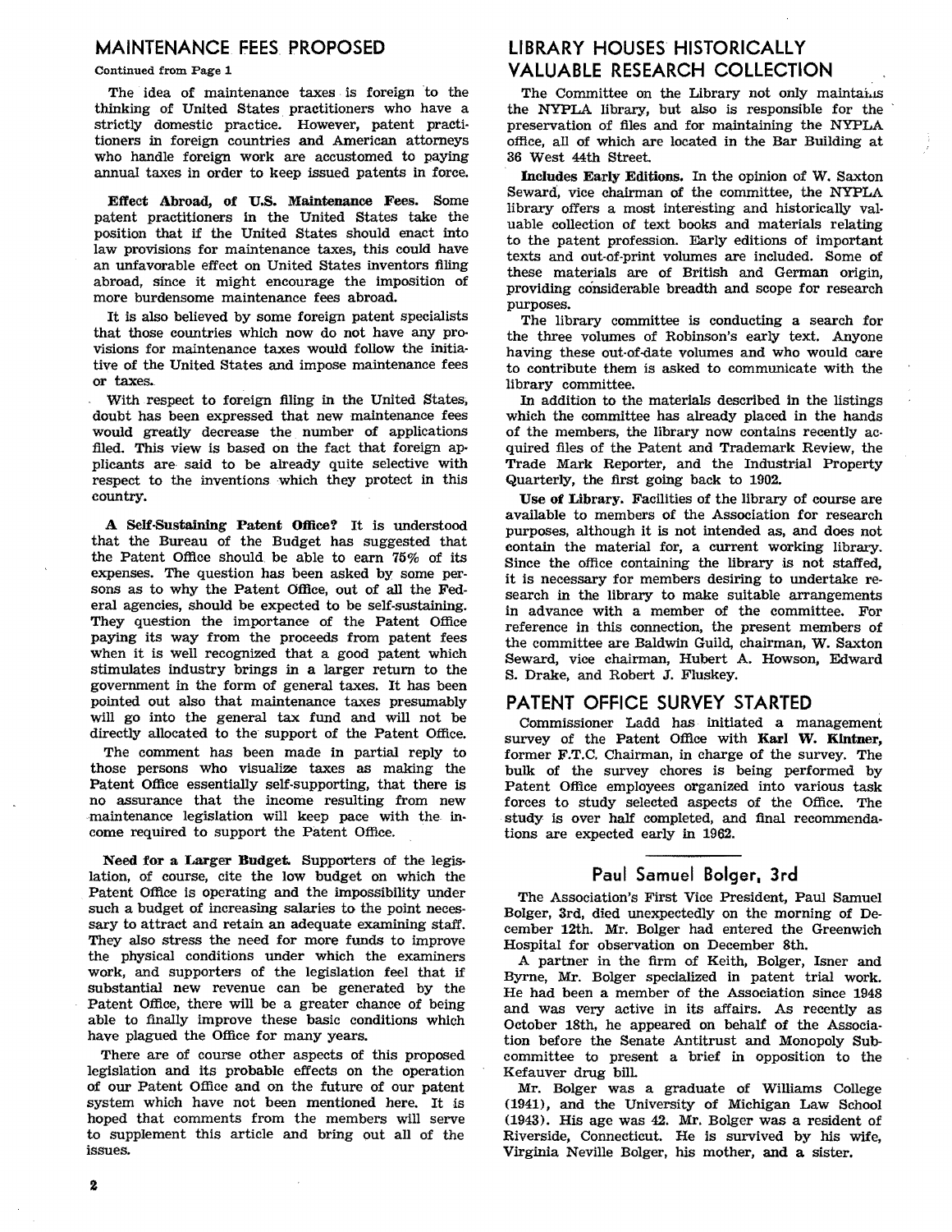## MAINTENANCE FEES PROPOSED

Continued from Page 1

The idea of maintenance taxes is foreign to the thinking of United States practitioners who have a strictly domestic practice. However, patent practitioners in foreign countries and American attorneys who handle foreign work are accustomed to paying annual taxes in order to keep issued patents in force.

**Effect Abroad, of U.S. Maintenance Fees.** Some patent practitioners in the United States take the position that if the United States should enact into law provisions for maintenance taxes, this could have an unfavorable effect on United States inventors filing abroad, since it might encourage the imposition of more burdensome maintenance fees abroad.

It is also believed by some foreign patent specialists that those countries which now do not have any provisions for maintenance taxes would follow the initiative of the United States and impose maintenance fees or taxes.

With respect to foreign filing in the United States, doubt has been expressed that new maintenance fees would greatly decrease the number of applications filed. This view is based on the fact that foreign applicants are said to be already quite selective with respect to the inventions which they protect in this country.

**A Self-Sustaining Patent Office?** It is understood that the Bureau of the Budget has suggested that the Patent Office should be able to earn 75% of its expenses. The question has been asked by some persons as to why the Patent Office, out of all the Federal agencies, should be expected to be self-sustaining. They question the importance of the Patent Office paying its way from the proceeds from patent fees when it is well recognized that a good patent which stimulates industry brings in a larger return to the government in the form of general taxes. It has been pointed out also that maintenance taxes presumably will go into the general tax fund and will not be directly allocated to the support of the Patent Office.

The comment has been made in partial reply to those persons who visualize taxes as making the Patent Office essentially self-supporting, that there is no assurance that the income resulting from new maintenance legislation will keep pace with the income required to support the Patent Office.

**Need for a Larger Budget.** Supporters of the legislation, of course, cite the low budget on which the Patent Office is operating and the impossibility under such a budget of increasing salaries to the point necessary to attract and retain an adequate examining staff. They also stress the need for more funds to improve the physical conditions under which the examiners work, and supporters of the legislation feel that if substantial new revenue can be generated by the Patent Office, there will be a greater chance of being able to finally improve these basic conditions which have plagued the Office for many years.

There are of course other aspects of this proposed legislation and its probable effects on the operation of our Patent Office and on the future of our patent system which have not been mentioned here. It is hoped that comments from the members will serve to supplement this article and bring out all of the issues.

## LIBRARY HOUSES HISTORICALLY VALUABLE RESEARCH COLLECTION

The Committee on the Library not only maintains the NYPLA library, but also is responsible for the preservation of files and for maintaining the NYPLA office, all of which are located in the Bar Building at 36 West 44th Street.

**Includes Early Editions.** In the opinion of W. Saxton Seward, vice chairman of the committee, the NYPLA library offers a most interesting and historically valuable collection of text books and materials relating to the patent profession. Early editions of important texts and out-of-print volumes are included. Some of these materials are of British and German origin, providing considerable breadth and scope for research purposes.

The library committee is conducting a search for the three volumes of Robinson's early text. Anyone having these out-of-date volumes and who would care to contribute them is asked to communicate with the library committee.

In addition to the materials described in the listings which the committee has already placed in the hands of the members, the library now contains recently acquired files of the Patent and Trademark Review, the Trade Mark Reporter, and the Industrial Property Quarterly, the first going back to 1902.

**Use of Library.** Facilities of the library of course are available to members of the Association for research purposes, although it is not intended as, and does not contain the material for, a current working library. Since the office containing the library is not staffed, it is necessary for members desiring to undertake research in the library to make suitable arrangements in advance with a member of the committee. For reference in this connection, the present members of the committee are Baldwin Guild, chairman, W. Saxton Seward, vice chairman, Hubert A. Howson, Edward S. Drake, and Robert J. Fluskey.

## PATENT OFFICE SURVEY STARTED

Commissioner Ladd has initiated a management survey of the Patent Office with **Karl W. Kintner,** former F.T.C. Chairman, in charge of the survey. The bulk of the survey chores is being performed by Patent Office employees organized into various task forces to study selected aspects of the Office. The study is over half completed, and final recommendations are expected early in 1962.

### Paul Samuel Bolger, 3rd

The Association's First Vice President, Paul Samuel Bolger, 3rd, died unexpectedly on the morning of December 12th. Mr. Bolger had entered the Greenwich Hospital for observation on December 8th.

A partner in the firm of Keith, Bolger, Isner and Byrne, Mr. Bolger specialized in patent trial work. He had been a member of the Association since 1948 and was very active in its affairs. As recently as October 18th, he appeared on behalf of the Association before the Senate Antitrust and Monopoly Subcommittee to present a brief in opposition to the Kefauver drug bill.

Mr. Bolger was a graduate of Williams College (1941), and the University of Michigan Law School (1943). His age was 42. Mr. Bolger was a resident of Riverside, Connecticut. He is survived by his wife, Virginia Neville Bolger, his mother, and a sister.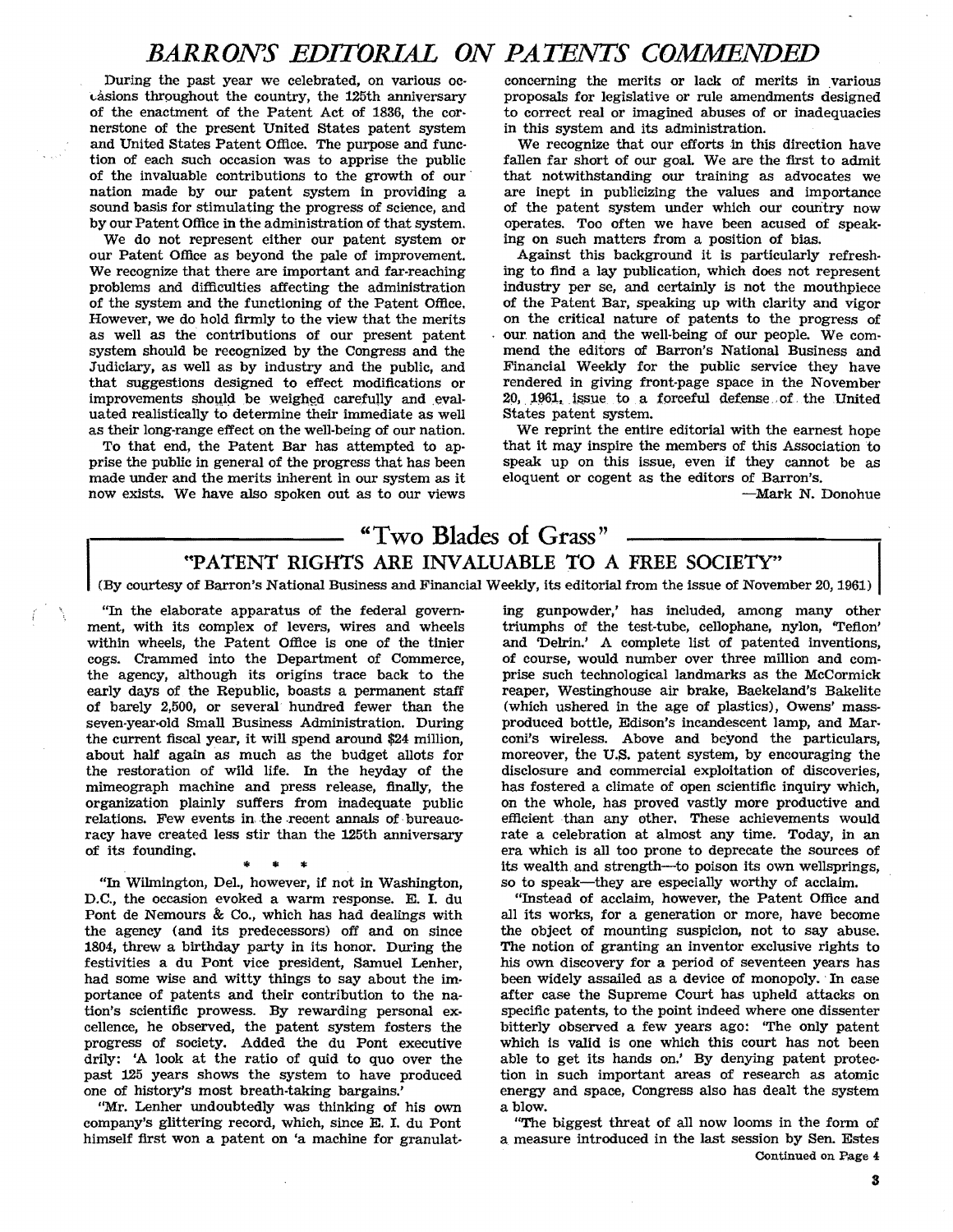# *BARRON'S EDITORIAL ON PATENTS COMMENDED*

During the past year we celebrated, on various occasions throughout the country, the 125th anniversary of the enactment of the Patent Act of 1836, the cornerstone of the present United States patent system and United States Patent Office. The purpose and function of each such occasion was to apprise the public of the invaluable contributions to the growth of our nation made by our patent system in providing a sound basis for stimulating the progress of science, and by our Patent Office in the administration of that system.

We do not represent either our patent system or our Patent Office as beyond the pale of improvement. We recognize that there are important and far-reaching problems and difficulties affecting the administration of the system and the functioning of the Patent Office. However, we do hold firmly to the view that the merits as well as the contributions of our present patent system should be recognized by the Congress and the Judiciary, as well as by industry and the public, and that suggestions designed to effect modifications or improvements should be weighed carefully and evaluated realistically to determine their immediate as well as their long-range effect on the well-being of our nation.

To that end, the Patent Bar has attempted to apprise the public in general of the progress that has been made under and the merits inherent in our system as it now exists. We have also spoken out as to our views concerning the merits or lack of merits in various proposals for legislative or rule amendments designed to correct real or imagined abuses of or inadequacies in this system and its administration.

We recognize that our efforts in this direction have fallen far short of our goal. We are the first to admit that notwithstanding our training as advocates we are inept in publicizing the values and importance of the patent system under which our country now operates. Too often we have been acused of speaking on such matters from a position of bias.

Against this background it is particularly refreshing to find a lay publication, which does not represent industry per se, and certainly is not the mouthpiece of the Patent Bar, speaking up with clarity and vigor on the critical nature of patents to the progress of our nation and the well-being of our people. We commend the editors of Barron's National Business and Financial Weekly for the public service they have rendered in giving front-page space in the November 20, 1961, issue to a forceful defense of the United States patent system.

We reprint the entire editorial with the earnest hope that it may inspire the members of this Association to speak up on this issue, even if they cannot be as eloquent or cogent as the editors of Barron's.

—Mark N. Donohue

## "Two Blades of Grass"

### "PATENT RIGHTS ARE INVALUABLE TO A FREE SOCIETY"

(By courtesy of Barron's National Business and Financial Weekly, its editorial from the issue of November 20, 1961)

"In the elaborate apparatus of the federal government, with its complex of levers, wires and wheels within wheels, the Patent Office is one of the tinier cogs. Crammed into the Department of Commerce, the agency, although its origins trace back to the early days of the Republic, boasts a permanent staff of barely 2,500, or several hundred fewer than the seven-year-old Small Business Administration. During the current fiscal year, it will spend around $24 million, about half again as much as the budget allots for the restoration of wild life. In the heyday of the mimeograph machine and press release, finally, the organization plainly suffers from inadequate public relations. Few events in the recent annals of bureaucracy have created less stir than the 125th anniversary of its founding.

\* \* \*

"In Wilmington, Del., however, if not in Washington, D.C., the occasion evoked a warm response. E. I. du Pont de Nemours & Co., which has had dealings with the agency (and its predecessors) off and on since 1804, threw a birthday party in its honor. During the festivities a du Pont vice president, Samuel Lenher, had some wise and witty things to say about the importance of patents and their contribution to the nation's scientific prowess. By rewarding personal excellence, he observed, the patent system fosters the progress of society. Added the du Pont executive drily: 'A look at the ratio of quid to quo over the past 125 years shows the system to have produced one of history's most breath-taking bargains.'

"Mr. Lenher undoubtedly was thinking of his own company's glittering record, which, since E. I. du Pont himself first won a patent on 'a machine for granulating gunpowder,' has included, among many other triumphs of the test-tube, cellophane, nylon, 'Teflon' and 'Delrin.' A complete list of patented inventions, of course, would number over three million and comprise such technological landmarks as the McCormick reaper, Westinghouse air brake, Baekeland's Bakelite (which ushered in the age of plastics), Owens' mass-produced bottle, Edison's incandescent lamp, and Marconi's wireless. Above and beyond the particulars, moreover, the U.S. patent system, by encouraging the disclosure and commercial exploitation of discoveries, has fostered a climate of open scientific inquiry which, on the whole, has proved vastly more productive and efficient than any other. These achievements would rate a celebration at almost any time. Today, in an era which is all too prone to deprecate the sources of its wealth and strength—to poison its own wellsprings, so to speak—they are especially worthy of acclaim.

"Instead of acclaim, however, the Patent Office and all its works, for a generation or more, have become the object of mounting suspicion, not to say abuse. The notion of granting an inventor exclusive rights to his own discovery for a period of seventeen years has been widely assailed as a device of monopoly. In case after case the Supreme Court has upheld attacks on specific patents, to the point indeed where one dissenter bitterly observed a few years ago: 'The only patent which is valid is one which this court has not been able to get its hands on.' By denying patent protection in such important areas of research as atomic energy and space, Congress also has dealt the system a blow.

"The biggest threat of all now looms in the form of a measure introduced in the last session by Sen. Estes

Continued on Page 4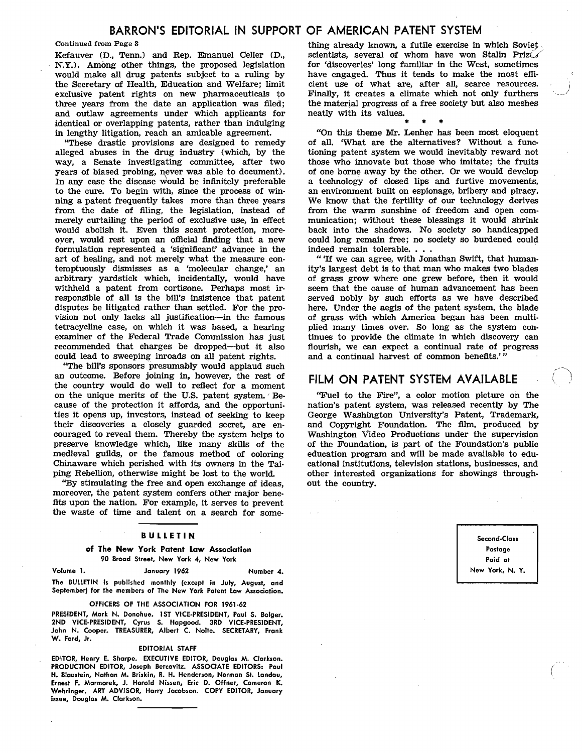## BARRON'S EDITORIAL IN SUPPORT OF AMERICAN PATENT SYSTEM

Continued from Page 3

Kefauver (D., Tenn.) and Rep. Emanuel Celler (D., N.Y.). Among other things, the proposed legislation would make all drug patents subject to a ruling by the Secretary of Health, Education and Welfare; limit exclusive patent rights on new pharmaceuticals to three years from the date an application was filed; and outlaw agreements under which applicants for identical or overlapping patents, rather than indulging in lengthy litigation, reach an amicable agreement.

"These drastic provisions are designed to remedy alleged abuses in the drug industry (which, by the way, a Senate investigating committee, after two years of biased probing, never was able to document). In any case the disease would be infinitely preferable to the cure. To begin with, since the process of winning a patent frequently takes more than three years from the date of filing, the legislation, instead of merely curtailing the period of exclusive use, in effect would abolish it. Even this scant protection, moreover, would rest upon an official finding that a new formulation represented a 'significant' advance in the art of healing, and not merely what the measure contemptuously dismisses as a 'molecular change,' an arbitrary yardstick which, incidentally, would have withheld a patent from cortisone. Perhaps most irresponsible of all is the bill's insistence that patent disputes be litigated rather than settled. For the provision not only lacks all justification—in the famous tetracycline case, on which it was based, a hearing examiner of the Federal Trade Commission has just recommended that charges be dropped—but it also could lead to sweeping inroads on all patent rights.

"The bill's sponsors presumably would applaud such an outcome. Before joining in, however, the rest of the country would do well to reflect for a moment on the unique merits of the U.S. patent system. Because of the protection it affords, and the opportunities it opens up, investors, instead of seeking to keep their discoveries a closely guarded secret, are encouraged to reveal them. Thereby the system helps to preserve knowledge which, like many skills of the medieval guilds, or the famous method of coloring Chinaware which perished with its owners in the Taiping Rebellion, otherwise might be lost to the world.

"By stimulating the free and open exchange of ideas, moreover, the patent system confers other major benefits upon the nation. For example, it serves to prevent the waste of time and talent on a search for something already known, a futile exercise in which Soviet scientists, several of whom have won Stalin Prizes for 'discoveries' long familiar in the West, sometimes have engaged. Thus it tends to make the most efficient use of what are, after all, scarce resources. Finally, it creates a climate which not only furthers the material progress of a free society but also meshes neatly with its values.

\* \* \*

"On this theme Mr. Lenher has been most eloquent of all. 'What are the alternatives? Without a functioning patent system we would inevitably reward not those who innovate but those who imitate; the fruits of one borne away by the other. Or we would develop a technology of closed lips and furtive movements, an environment built on espionage, bribery and piracy. We know that the fertility of our technology derives from the warm sunshine of freedom and open communication; without these blessings it would shrink back into the shadows. No society so handicapped could long remain free; no society so burdened could indeed remain tolerable. . . .

"'If we can agree, with Jonathan Swift, that humanity's largest debt is to that man who makes two blades of grass grow where one grew before, then it would seem that the cause of human advancement has been served nobly by such efforts as we have described here. Under the aegis of the patent system, the blade of grass with which America began has been multiplied many times over. So long as the system continues to provide the climate in which discovery can flourish, we can expect a continual rate of progress and a continual harvest of common benefits.'"

## FILM ON PATENT SYSTEM AVAILABLE

"Fuel to the Fire", a color motion picture on the nation's patent system, was released recently by The George Washington University's Patent, Trademark, and Copyright Foundation. The film, produced by Washington Video Productions under the supervision of the Foundation, is part of the Foundation's public education program and will be made available to educational institutions, television stations, businesses, and other interested organizations for showings throughout the country.

---

**BULLETIN**

**of The New York Patent Law Association**
90 Broad Street, New York 4, New York

**Volume 1. January 1962 Number 4.**

**The BULLETIN is published monthly (except in July, August, and September) for the members of The New York Patent Law Association.**

OFFICERS OF THE ASSOCIATION FOR 1961-62

PRESIDENT, Mark N. Donohue. 1ST VICE-PRESIDENT, Paul S. Bolger. 2ND VICE-PRESIDENT, Cyrus S. Hapgood. 3RD VICE-PRESIDENT, John N. Cooper. TREASURER, Albert C. Nolte. SECRETARY, Frank W. Ford, Jr.

EDITORIAL STAFF

EDITOR, Henry E. Sharpe. EXECUTIVE EDITOR, Douglas M. Clarkson. PRODUCTION EDITOR, Joseph Bercovitz. ASSOCIATE EDITORS: Paul H. Blaustein, Nathan M. Briskin, R. H. Henderson, Norman St. Landau, Ernest F. Marmorek, J. Harold Nissen, Eric D. Offner, Cameron K. Wehringer. ART ADVISOR, Harry Jacobson. COPY EDITOR, January issue, Douglas M. Clarkson.

---

Second-Class Postage Paid at New York, N. Y.